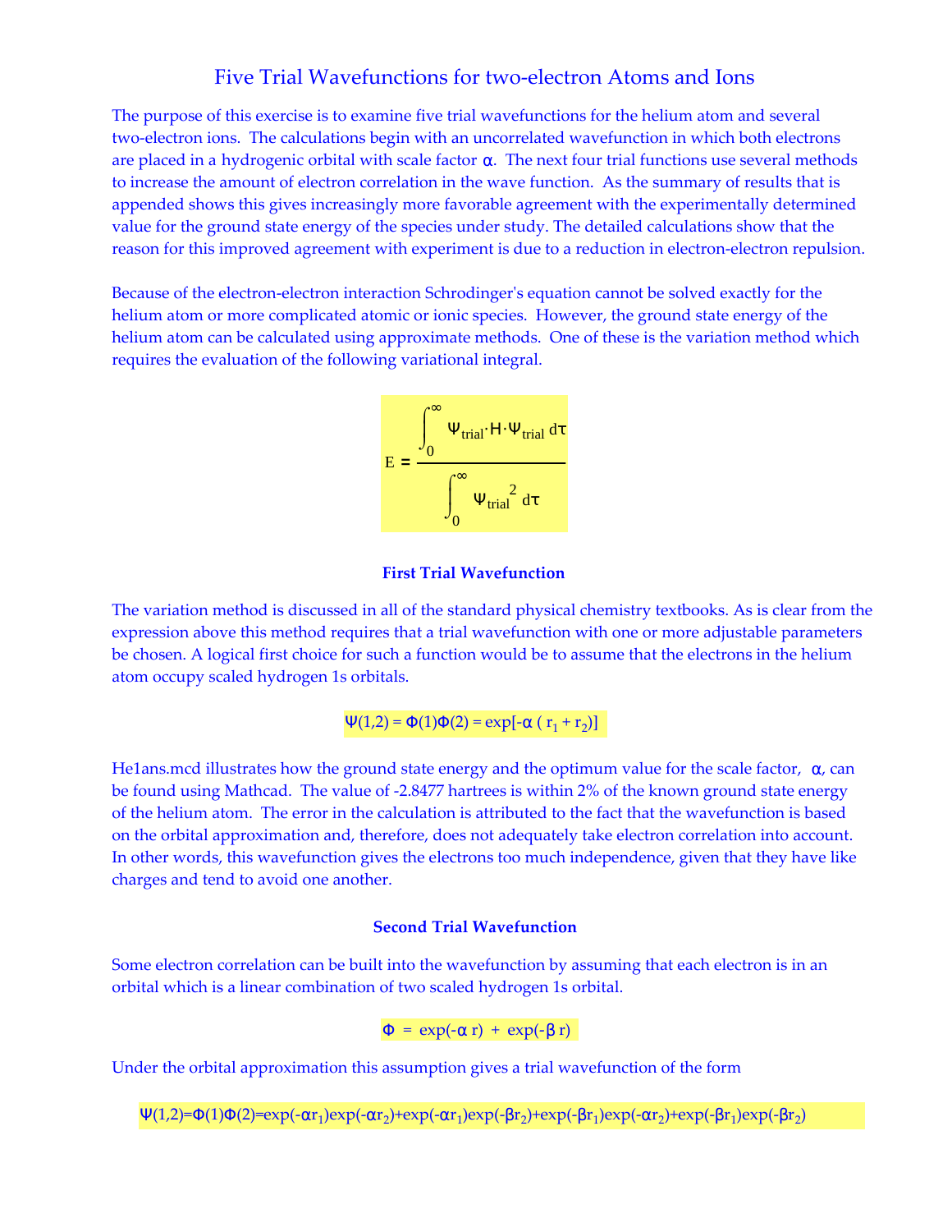# Five Trial Wavefunctions for two-electron Atoms and Ions

The purpose of this exercise is to examine five trial wavefunctions for the helium atom and several two-electron ions. The calculations begin with an uncorrelated wavefunction in which both electrons are placed in a hydrogenic orbital with scale factor $\alpha$. The next four trial functions use several methods to increase the amount of electron correlation in the wave function. As the summary of results that is appended shows this gives increasingly more favorable agreement with the experimentally determined value for the ground state energy of the species under study. The detailed calculations show that the reason for this improved agreement with experiment is due to a reduction in electron-electron repulsion.

Because of the electron-electron interaction Schrodinger's equation cannot be solved exactly for the helium atom or more complicated atomic or ionic species. However, the ground state energy of the helium atom can be calculated using approximate methods. One of these is the variation method which requires the evaluation of the following variational integral.

$$E = \frac{\int_0^\infty \Psi_{trial} \cdot H \cdot \Psi_{trial} \, d\tau}{\int_0^\infty \Psi_{trial}^2 \, d\tau}$$

### First Trial Wavefunction

The variation method is discussed in all of the standard physical chemistry textbooks. As is clear from the expression above this method requires that a trial wavefunction with one or more adjustable parameters be chosen. A logical first choice for such a function would be to assume that the electrons in the helium atom occupy scaled hydrogen 1s orbitals.

$$\Psi(1,2) = \Phi(1)\Phi(2) = \exp[-\alpha\,(r_1 + r_2)]$$

He1ans.mcd illustrates how the ground state energy and the optimum value for the scale factor, $\alpha$, can be found using Mathcad. The value of -2.8477 hartrees is within 2% of the known ground state energy of the helium atom. The error in the calculation is attributed to the fact that the wavefunction is based on the orbital approximation and, therefore, does not adequately take electron correlation into account. In other words, this wavefunction gives the electrons too much independence, given that they have like charges and tend to avoid one another.

### Second Trial Wavefunction

Some electron correlation can be built into the wavefunction by assuming that each electron is in an orbital which is a linear combination of two scaled hydrogen 1s orbital.

$$\Phi = \exp(-\alpha\, r) + \exp(-\beta\, r)$$

Under the orbital approximation this assumption gives a trial wavefunction of the form

$$\Psi(1,2)=\Phi(1)\Phi(2)=\exp(-\alpha r_1)\exp(-\alpha r_2)+\exp(-\alpha r_1)\exp(-\beta r_2)+\exp(-\beta r_1)\exp(-\alpha r_2)+\exp(-\beta r_1)\exp(-\beta r_2)$$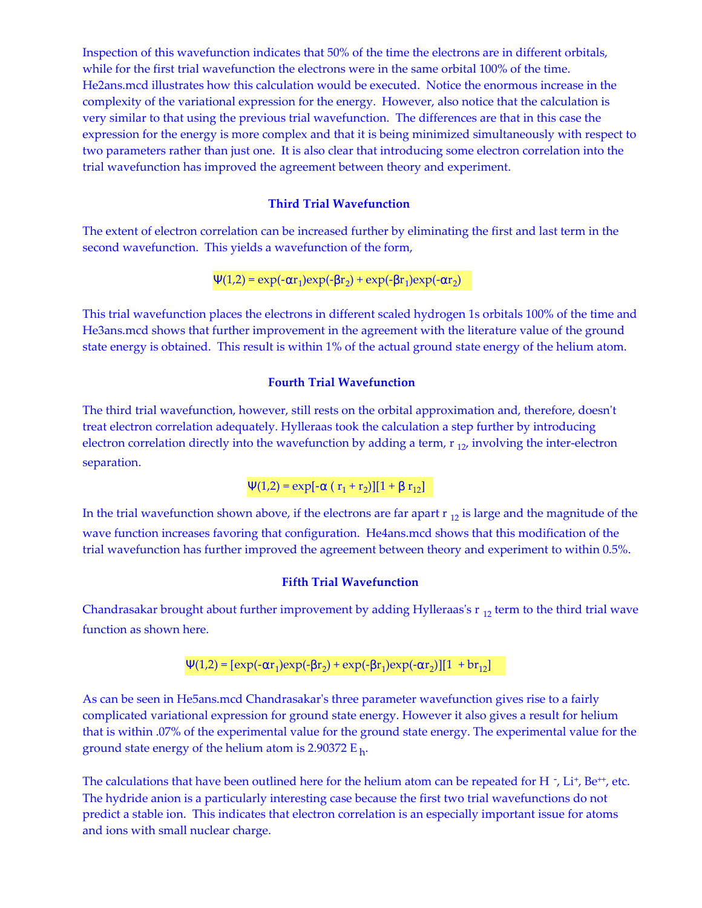Inspection of this wavefunction indicates that 50% of the time the electrons are in different orbitals, while for the first trial wavefunction the electrons were in the same orbital 100% of the time. He2ans.mcd illustrates how this calculation would be executed. Notice the enormous increase in the complexity of the variational expression for the energy. However, also notice that the calculation is very similar to that using the previous trial wavefunction. The differences are that in this case the expression for the energy is more complex and that it is being minimized simultaneously with respect to two parameters rather than just one. It is also clear that introducing some electron correlation into the trial wavefunction has improved the agreement between theory and experiment.

### Third Trial Wavefunction

The extent of electron correlation can be increased further by eliminating the first and last term in the second wavefunction. This yields a wavefunction of the form,

$$\Psi(1,2) = \exp(-\alpha r_1)\exp(-\beta r_2) + \exp(-\beta r_1)\exp(-\alpha r_2)$$

This trial wavefunction places the electrons in different scaled hydrogen 1s orbitals 100% of the time and He3ans.mcd shows that further improvement in the agreement with the literature value of the ground state energy is obtained. This result is within 1% of the actual ground state energy of the helium atom.

### Fourth Trial Wavefunction

The third trial wavefunction, however, still rests on the orbital approximation and, therefore, doesn't treat electron correlation adequately. Hylleraas took the calculation a step further by introducing electron correlation directly into the wavefunction by adding a term, $r_{12}$, involving the inter-electron separation.

$$\Psi(1,2) = \exp[-\alpha(r_1 + r_2)][1 + \beta r_{12}]$$

In the trial wavefunction shown above, if the electrons are far apart $r_{12}$ is large and the magnitude of the wave function increases favoring that configuration. He4ans.mcd shows that this modification of the trial wavefunction has further improved the agreement between theory and experiment to within 0.5%.

### Fifth Trial Wavefunction

Chandrasakar brought about further improvement by adding Hylleraas's $r_{12}$ term to the third trial wave function as shown here.

$$\Psi(1,2) = [\exp(-\alpha r_1)\exp(-\beta r_2) + \exp(-\beta r_1)\exp(-\alpha r_2)][1 + b r_{12}]$$

As can be seen in He5ans.mcd Chandrasakar's three parameter wavefunction gives rise to a fairly complicated variational expression for ground state energy. However it also gives a result for helium that is within .07% of the experimental value for the ground state energy. The experimental value for the ground state energy of the helium atom is 2.90372 $E_h$.

The calculations that have been outlined here for the helium atom can be repeated for $H^-$, $Li^+$, $Be^{++}$, etc. The hydride anion is a particularly interesting case because the first two trial wavefunctions do not predict a stable ion. This indicates that electron correlation is an especially important issue for atoms and ions with small nuclear charge.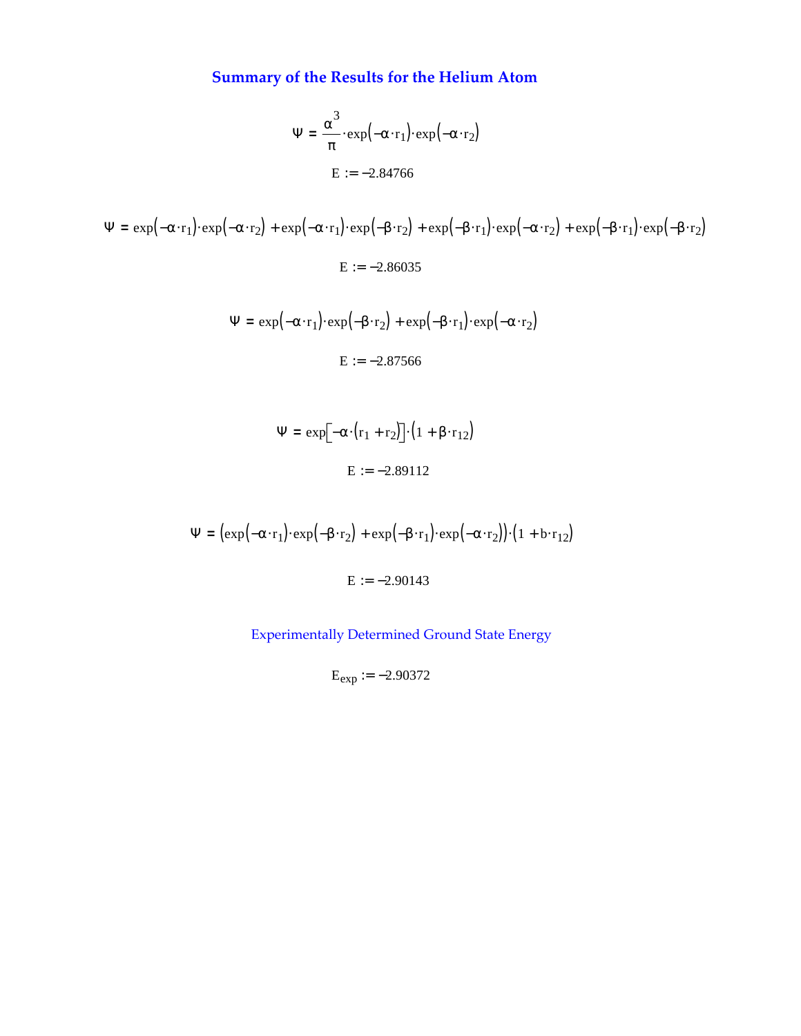# Summary of the Results for the Helium Atom

$$\Psi = \frac{\alpha^3}{\pi} \cdot \exp(-\alpha \cdot r_1) \cdot \exp(-\alpha \cdot r_2)$$

$$E := -2.84766$$

$$\Psi = \exp(-\alpha \cdot r_1) \cdot \exp(-\alpha \cdot r_2) + \exp(-\alpha \cdot r_1) \cdot \exp(-\beta \cdot r_2) + \exp(-\beta \cdot r_1) \cdot \exp(-\alpha \cdot r_2) + \exp(-\beta \cdot r_1) \cdot \exp(-\beta \cdot r_2)$$

$$E := -2.86035$$

$$\Psi = \exp(-\alpha \cdot r_1) \cdot \exp(-\beta \cdot r_2) + \exp(-\beta \cdot r_1) \cdot \exp(-\alpha \cdot r_2)$$

$$E := -2.87566$$

$$\Psi = \exp\left[-\alpha \cdot (r_1 + r_2)\right] \cdot (1 + \beta \cdot r_{12})$$

$$E := -2.89112$$

$$\Psi = \left(\exp(-\alpha \cdot r_1) \cdot \exp(-\beta \cdot r_2) + \exp(-\beta \cdot r_1) \cdot \exp(-\alpha \cdot r_2)\right) \cdot (1 + b \cdot r_{12})$$

$$E := -2.90143$$

Experimentally Determined Ground State Energy

$$E_{exp} := -2.90372$$